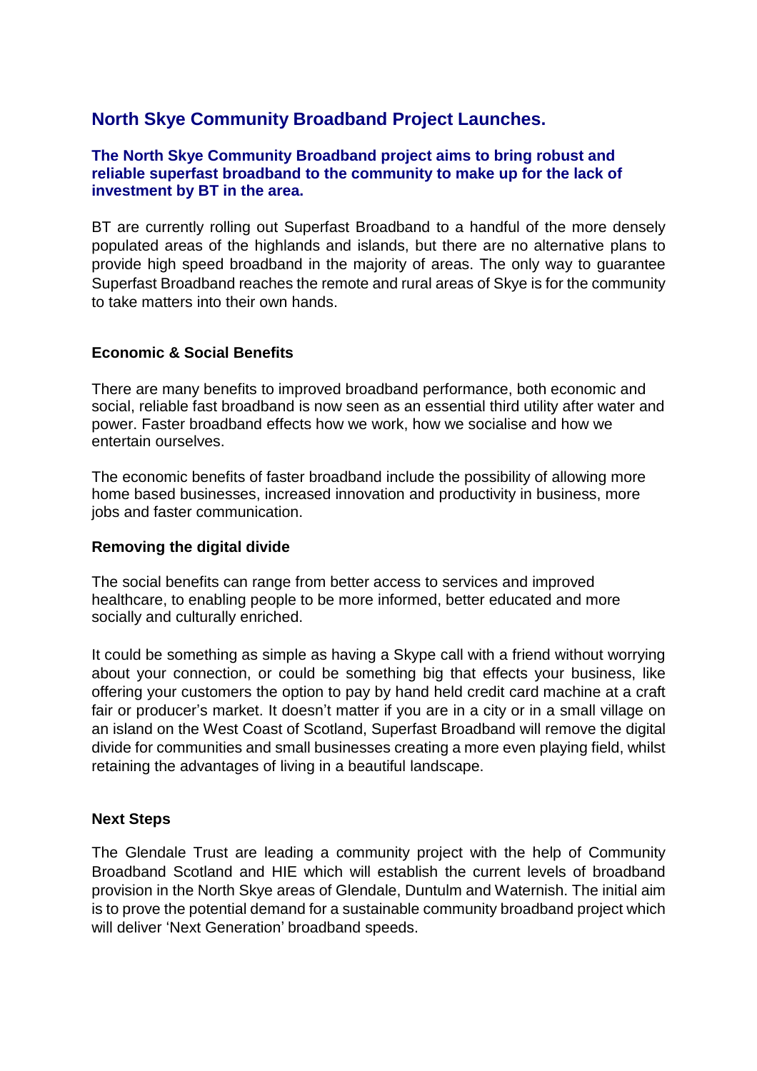# North Skye Community Broadband Project Launches.

**The North Skye Community Broadband project aims to bring robust and reliable superfast broadband to the community to make up for the lack of investment by BT in the area.**

BT are currently rolling out Superfast Broadband to a handful of the more densely populated areas of the highlands and islands, but there are no alternative plans to provide high speed broadband in the majority of areas. The only way to guarantee Superfast Broadband reaches the remote and rural areas of Skye is for the community to take matters into their own hands.

### Economic & Social Benefits

There are many benefits to improved broadband performance, both economic and social, reliable fast broadband is now seen as an essential third utility after water and power. Faster broadband effects how we work, how we socialise and how we entertain ourselves.

The economic benefits of faster broadband include the possibility of allowing more home based businesses, increased innovation and productivity in business, more jobs and faster communication.

### Removing the digital divide

The social benefits can range from better access to services and improved healthcare, to enabling people to be more informed, better educated and more socially and culturally enriched.

It could be something as simple as having a Skype call with a friend without worrying about your connection, or could be something big that effects your business, like offering your customers the option to pay by hand held credit card machine at a craft fair or producer's market. It doesn't matter if you are in a city or in a small village on an island on the West Coast of Scotland, Superfast Broadband will remove the digital divide for communities and small businesses creating a more even playing field, whilst retaining the advantages of living in a beautiful landscape.

### Next Steps

The Glendale Trust are leading a community project with the help of Community Broadband Scotland and HIE which will establish the current levels of broadband provision in the North Skye areas of Glendale, Duntulm and Waternish. The initial aim is to prove the potential demand for a sustainable community broadband project which will deliver 'Next Generation' broadband speeds.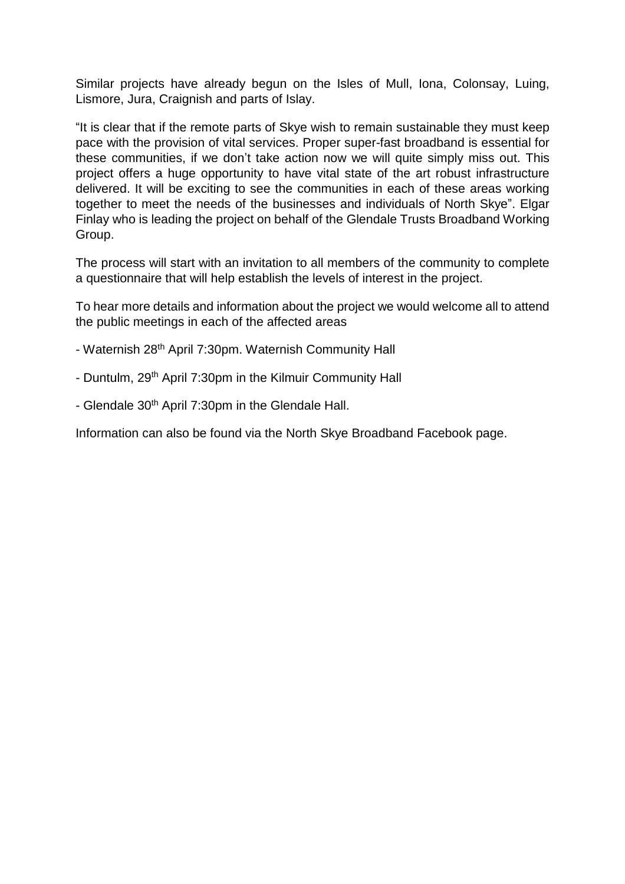Similar projects have already begun on the Isles of Mull, Iona, Colonsay, Luing, Lismore, Jura, Craignish and parts of Islay.

"It is clear that if the remote parts of Skye wish to remain sustainable they must keep pace with the provision of vital services. Proper super-fast broadband is essential for these communities, if we don't take action now we will quite simply miss out. This project offers a huge opportunity to have vital state of the art robust infrastructure delivered. It will be exciting to see the communities in each of these areas working together to meet the needs of the businesses and individuals of North Skye". Elgar Finlay who is leading the project on behalf of the Glendale Trusts Broadband Working Group.

The process will start with an invitation to all members of the community to complete a questionnaire that will help establish the levels of interest in the project.

To hear more details and information about the project we would welcome all to attend the public meetings in each of the affected areas

- Waternish 28th April 7:30pm. Waternish Community Hall
- Duntulm, 29th April 7:30pm in the Kilmuir Community Hall
- Glendale 30th April 7:30pm in the Glendale Hall.

Information can also be found via the North Skye Broadband Facebook page.